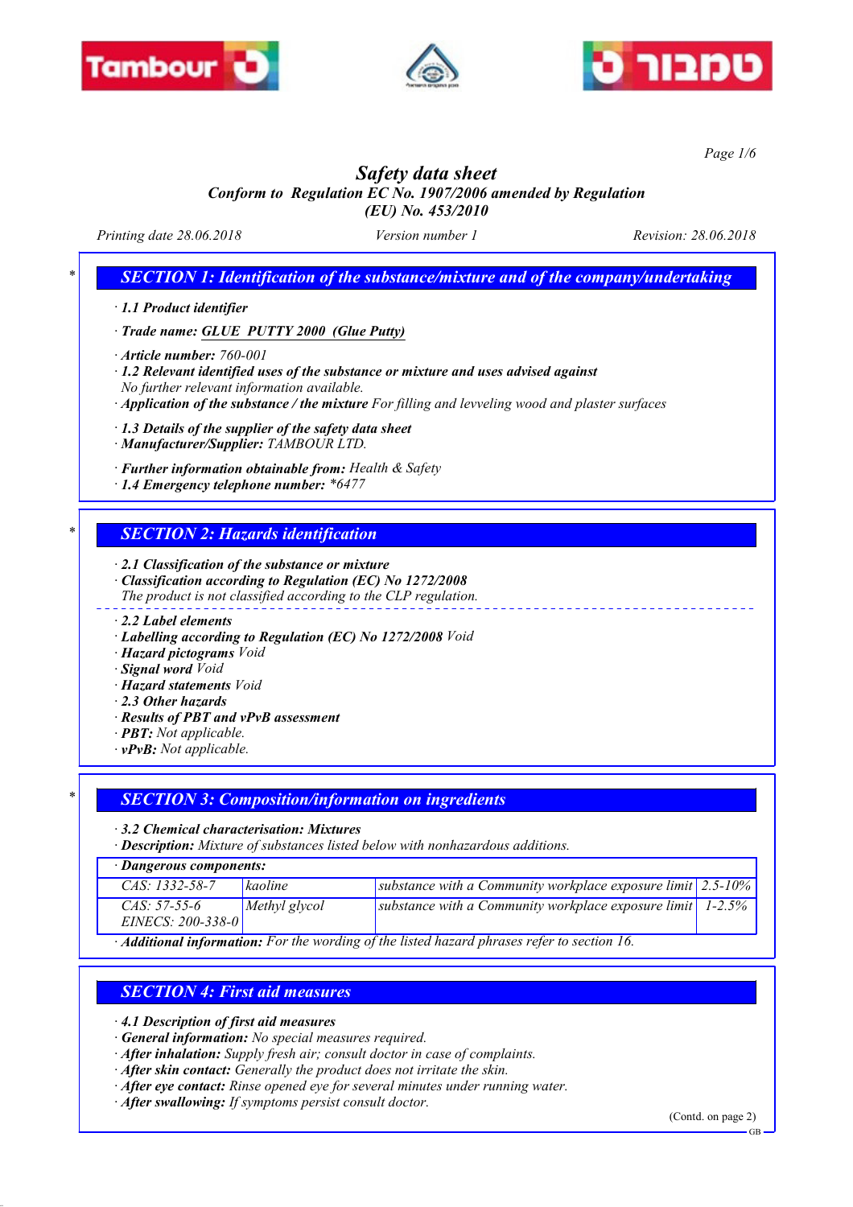# Safety data sheet

*Conform to Regulation EC No. 1907/2006 amended by Regulation (EU) No. 453/2010*

Printing date 28.06.2018 | Version number 1 | Revision: 28.06.2018

## * SECTION 1: Identification of the substance/mixture and of the company/undertaking

· **1.1 Product identifier**

· **Trade name: GLUE PUTTY 2000 (Glue Putty)**

· **Article number:** 760-001
· **1.2 Relevant identified uses of the substance or mixture and uses advised against**
No further relevant information available.
· **Application of the substance / the mixture** For filling and levveling wood and plaster surfaces

· **1.3 Details of the supplier of the safety data sheet**
· **Manufacturer/Supplier:** TAMBOUR LTD.

· **Further information obtainable from:** Health & Safety
· **1.4 Emergency telephone number:** *6477

## * SECTION 2: Hazards identification

· **2.1 Classification of the substance or mixture**
· **Classification according to Regulation (EC) No 1272/2008**
The product is not classified according to the CLP regulation.

· **2.2 Label elements**
· **Labelling according to Regulation (EC) No 1272/2008** Void
· **Hazard pictograms** Void
· **Signal word** Void
· **Hazard statements** Void
· **2.3 Other hazards**
· **Results of PBT and vPvB assessment**
· **PBT:** Not applicable.
· **vPvB:** Not applicable.

## * SECTION 3: Composition/information on ingredients

· **3.2 Chemical characterisation: Mixtures**
· **Description:** Mixture of substances listed below with nonhazardous additions.

· **Dangerous components:**

| | | | |
|---|---|---|---|
| CAS: 1332-58-7 | kaoline | substance with a Community workplace exposure limit | 2.5-10% |
| CAS: 57-55-6<br>EINECS: 200-338-0 | Methyl glycol | substance with a Community workplace exposure limit | 1-2.5% |

· **Additional information:** For the wording of the listed hazard phrases refer to section 16.

## SECTION 4: First aid measures

· **4.1 Description of first aid measures**
· **General information:** No special measures required.
· **After inhalation:** Supply fresh air; consult doctor in case of complaints.
· **After skin contact:** Generally the product does not irritate the skin.
· **After eye contact:** Rinse opened eye for several minutes under running water.
· **After swallowing:** If symptoms persist consult doctor.

(Contd. on page 2)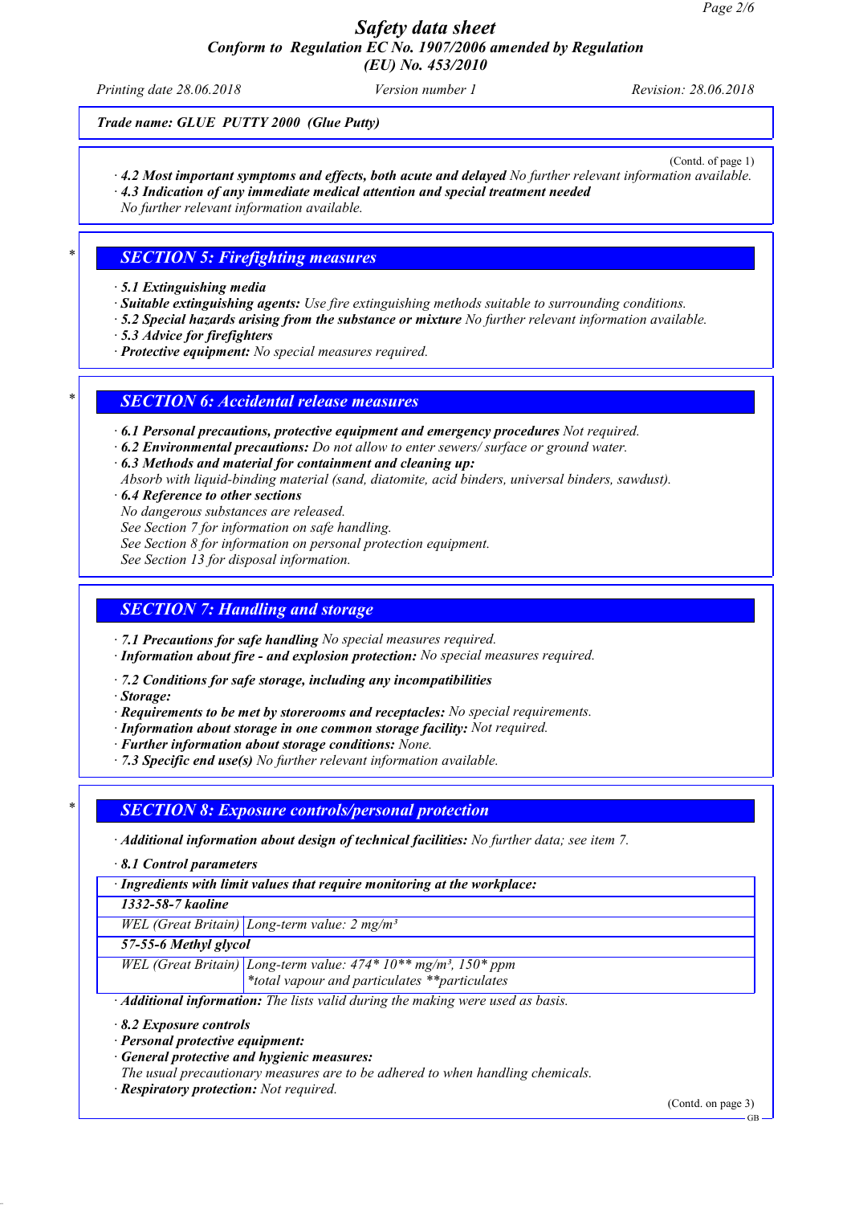# Safety data sheet

**Conform to Regulation EC No. 1907/2006 amended by Regulation (EU) No. 453/2010**

Printing date 28.06.2018 | Version number 1 | Revision: 28.06.2018

**Trade name: GLUE PUTTY 2000 (Glue Putty)**

(Contd. of page 1)

· **4.2 Most important symptoms and effects, both acute and delayed** No further relevant information available.
· **4.3 Indication of any immediate medical attention and special treatment needed**
No further relevant information available.

## SECTION 5: Firefighting measures

· **5.1 Extinguishing media**
· **Suitable extinguishing agents:** Use fire extinguishing methods suitable to surrounding conditions.
· **5.2 Special hazards arising from the substance or mixture** No further relevant information available.
· **5.3 Advice for firefighters**
· **Protective equipment:** No special measures required.

## SECTION 6: Accidental release measures

· **6.1 Personal precautions, protective equipment and emergency procedures** Not required.
· **6.2 Environmental precautions:** Do not allow to enter sewers/ surface or ground water.
· **6.3 Methods and material for containment and cleaning up:**
Absorb with liquid-binding material (sand, diatomite, acid binders, universal binders, sawdust).
· **6.4 Reference to other sections**
No dangerous substances are released.
See Section 7 for information on safe handling.
See Section 8 for information on personal protection equipment.
See Section 13 for disposal information.

## SECTION 7: Handling and storage

· **7.1 Precautions for safe handling** No special measures required.
· **Information about fire - and explosion protection:** No special measures required.

· **7.2 Conditions for safe storage, including any incompatibilities**
· **Storage:**
· **Requirements to be met by storerooms and receptacles:** No special requirements.
· **Information about storage in one common storage facility:** Not required.
· **Further information about storage conditions:** None.
· **7.3 Specific end use(s)** No further relevant information available.

## SECTION 8: Exposure controls/personal protection

· **Additional information about design of technical facilities:** No further data; see item 7.

· **8.1 Control parameters**

| · Ingredients with limit values that require monitoring at the workplace: | |
|---|---|
| **1332-58-7 kaoline** | |
| WEL (Great Britain) | Long-term value: 2 mg/m³ |
| **57-55-6 Methyl glycol** | |
| WEL (Great Britain) | Long-term value: 474* 10** mg/m³, 150* ppm<br>*total vapour and particulates **particulates |

· **Additional information:** The lists valid during the making were used as basis.

· **8.2 Exposure controls**
· **Personal protective equipment:**
· **General protective and hygienic measures:**
The usual precautionary measures are to be adhered to when handling chemicals.
· **Respiratory protection:** Not required.

(Contd. on page 3)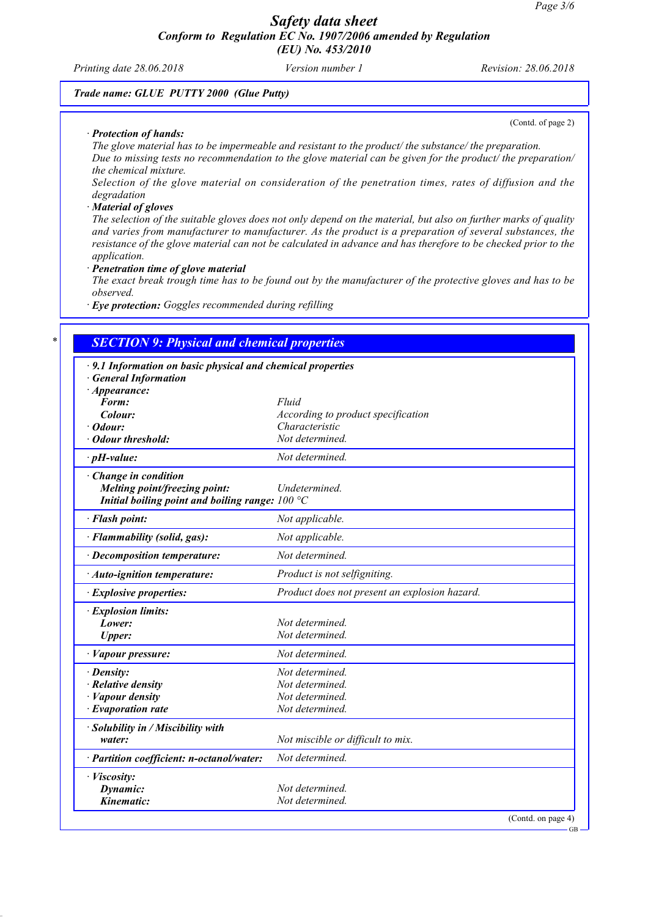**Trade name: GLUE PUTTY 2000 (Glue Putty)**

(Contd. of page 2)

· **Protection of hands:**
The glove material has to be impermeable and resistant to the product/ the substance/ the preparation.
Due to missing tests no recommendation to the glove material can be given for the product/ the preparation/ the chemical mixture.
Selection of the glove material on consideration of the penetration times, rates of diffusion and the degradation

· **Material of gloves**
The selection of the suitable gloves does not only depend on the material, but also on further marks of quality and varies from manufacturer to manufacturer. As the product is a preparation of several substances, the resistance of the glove material can not be calculated in advance and has therefore to be checked prior to the application.

· **Penetration time of glove material**
The exact break trough time has to be found out by the manufacturer of the protective gloves and has to be observed.

· **Eye protection:** Goggles recommended during refilling

\*

## SECTION 9: Physical and chemical properties

· **9.1 Information on basic physical and chemical properties**
· **General Information**

| | |
|---|---|
| · **Appearance:** | |
| **Form:** | Fluid |
| **Colour:** | According to product specification |
| · **Odour:** | Characteristic |
| · **Odour threshold:** | Not determined. |
| · **pH-value:** | Not determined. |
| · **Change in condition** | |
| **Melting point/freezing point:** | Undetermined. |
| **Initial boiling point and boiling range:** | 100 °C |
| · **Flash point:** | Not applicable. |
| · **Flammability (solid, gas):** | Not applicable. |
| · **Decomposition temperature:** | Not determined. |
| · **Auto-ignition temperature:** | Product is not selfigniting. |
| · **Explosive properties:** | Product does not present an explosion hazard. |
| · **Explosion limits:** | |
| **Lower:** | Not determined. |
| **Upper:** | Not determined. |
| · **Vapour pressure:** | Not determined. |
| · **Density:** | Not determined. |
| · **Relative density** | Not determined. |
| · **Vapour density** | Not determined. |
| · **Evaporation rate** | Not determined. |
| · **Solubility in / Miscibility with water:** | Not miscible or difficult to mix. |
| · **Partition coefficient: n-octanol/water:** | Not determined. |
| · **Viscosity:** | |
| **Dynamic:** | Not determined. |
| **Kinematic:** | Not determined. |

(Contd. on page 4)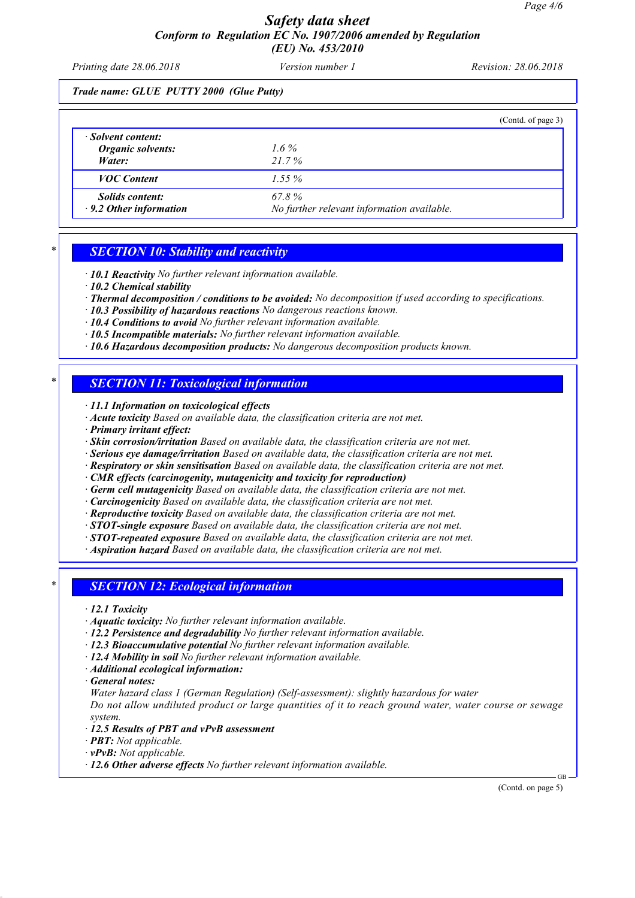**Trade name: GLUE PUTTY 2000 (Glue Putty)**

(Contd. of page 3)

| | |
|---|---|
| · **Solvent content:** | |
| **Organic solvents:** | 1.6 % |
| **Water:** | 21.7 % |
| **VOC Content** | 1.55 % |
| **Solids content:** | 67.8 % |
| · **9.2 Other information** | No further relevant information available. |

## * SECTION 10: Stability and reactivity

- · **10.1 Reactivity** No further relevant information available.
- · **10.2 Chemical stability**
- · **Thermal decomposition / conditions to be avoided:** No decomposition if used according to specifications.
- · **10.3 Possibility of hazardous reactions** No dangerous reactions known.
- · **10.4 Conditions to avoid** No further relevant information available.
- · **10.5 Incompatible materials:** No further relevant information available.
- · **10.6 Hazardous decomposition products:** No dangerous decomposition products known.

## * SECTION 11: Toxicological information

- · **11.1 Information on toxicological effects**
- · **Acute toxicity** Based on available data, the classification criteria are not met.
- · **Primary irritant effect:**
- · **Skin corrosion/irritation** Based on available data, the classification criteria are not met.
- · **Serious eye damage/irritation** Based on available data, the classification criteria are not met.
- · **Respiratory or skin sensitisation** Based on available data, the classification criteria are not met.
- · **CMR effects (carcinogenity, mutagenicity and toxicity for reproduction)**
- · **Germ cell mutagenicity** Based on available data, the classification criteria are not met.
- · **Carcinogenicity** Based on available data, the classification criteria are not met.
- · **Reproductive toxicity** Based on available data, the classification criteria are not met.
- · **STOT-single exposure** Based on available data, the classification criteria are not met.
- · **STOT-repeated exposure** Based on available data, the classification criteria are not met.
- · **Aspiration hazard** Based on available data, the classification criteria are not met.

## * SECTION 12: Ecological information

- · **12.1 Toxicity**
- · **Aquatic toxicity:** No further relevant information available.
- · **12.2 Persistence and degradability** No further relevant information available.
- · **12.3 Bioaccumulative potential** No further relevant information available.
- · **12.4 Mobility in soil** No further relevant information available.
- · **Additional ecological information:**
- · **General notes:**

  Water hazard class 1 (German Regulation) (Self-assessment): slightly hazardous for water

  Do not allow undiluted product or large quantities of it to reach ground water, water course or sewage system.
- · **12.5 Results of PBT and vPvB assessment**
- · **PBT:** Not applicable.
- · **vPvB:** Not applicable.
- · **12.6 Other adverse effects** No further relevant information available.

(Contd. on page 5)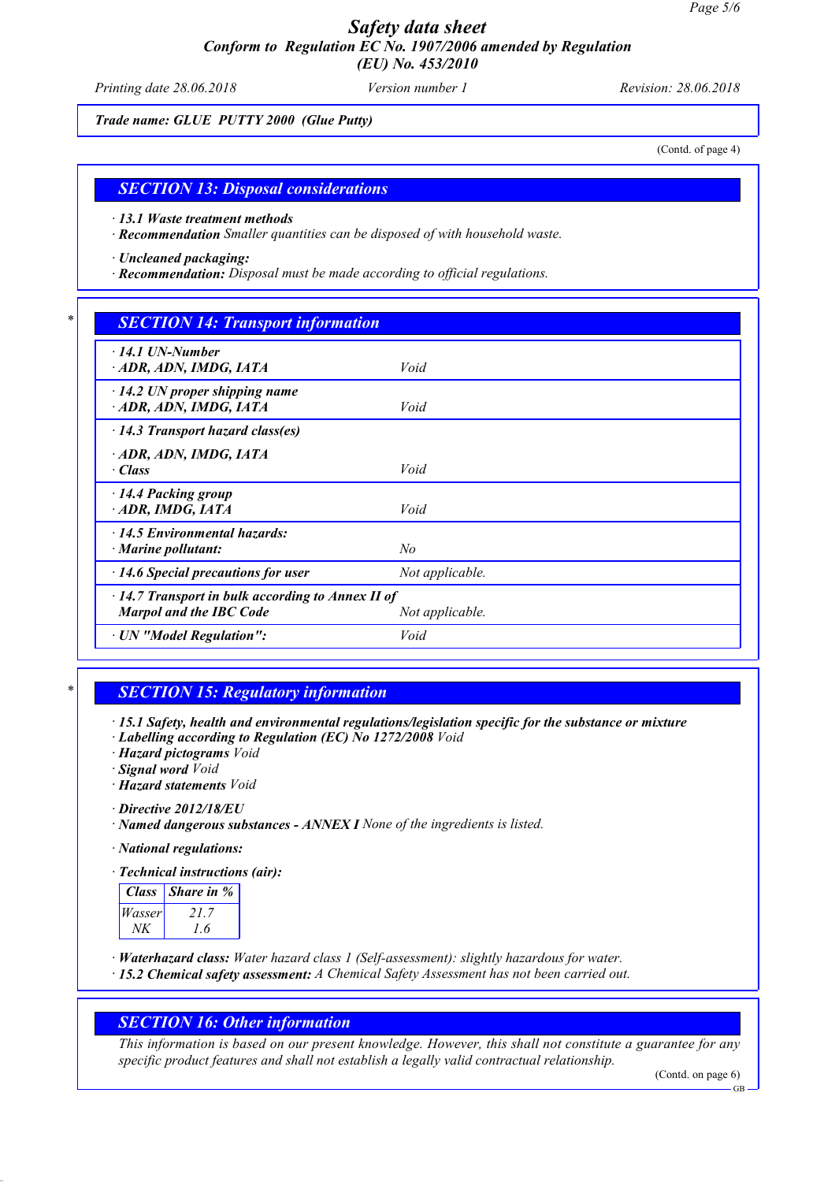Trade name: GLUE PUTTY 2000 (Glue Putty)

(Contd. of page 4)

## SECTION 13: Disposal considerations

· **13.1 Waste treatment methods**
· **Recommendation** Smaller quantities can be disposed of with household waste.

· **Uncleaned packaging:**
· **Recommendation:** Disposal must be made according to official regulations.

## SECTION 14: Transport information

| | |
|---|---|
| · **14.1 UN-Number**<br>· **ADR, ADN, IMDG, IATA** | Void |
| · **14.2 UN proper shipping name**<br>· **ADR, ADN, IMDG, IATA** | Void |
| · **14.3 Transport hazard class(es)** | |
| · **ADR, ADN, IMDG, IATA**<br>· **Class** | Void |
| · **14.4 Packing group**<br>· **ADR, IMDG, IATA** | Void |
| · **14.5 Environmental hazards:**<br>· **Marine pollutant:** | No |
| · **14.6 Special precautions for user** | Not applicable. |
| · **14.7 Transport in bulk according to Annex II of Marpol and the IBC Code** | Not applicable. |
| · **UN "Model Regulation":** | Void |

## SECTION 15: Regulatory information

· **15.1 Safety, health and environmental regulations/legislation specific for the substance or mixture**
· **Labelling according to Regulation (EC) No 1272/2008** Void
· **Hazard pictograms** Void
· **Signal word** Void
· **Hazard statements** Void

· **Directive 2012/18/EU**
· **Named dangerous substances - ANNEX I** None of the ingredients is listed.

· **National regulations:**

· **Technical instructions (air):**

| Class | Share in % |
|---|---|
| Wasser | 21.7 |
| NK | 1.6 |

· **Waterhazard class:** Water hazard class 1 (Self-assessment): slightly hazardous for water.
· **15.2 Chemical safety assessment:** A Chemical Safety Assessment has not been carried out.

## SECTION 16: Other information

This information is based on our present knowledge. However, this shall not constitute a guarantee for any specific product features and shall not establish a legally valid contractual relationship.

(Contd. on page 6)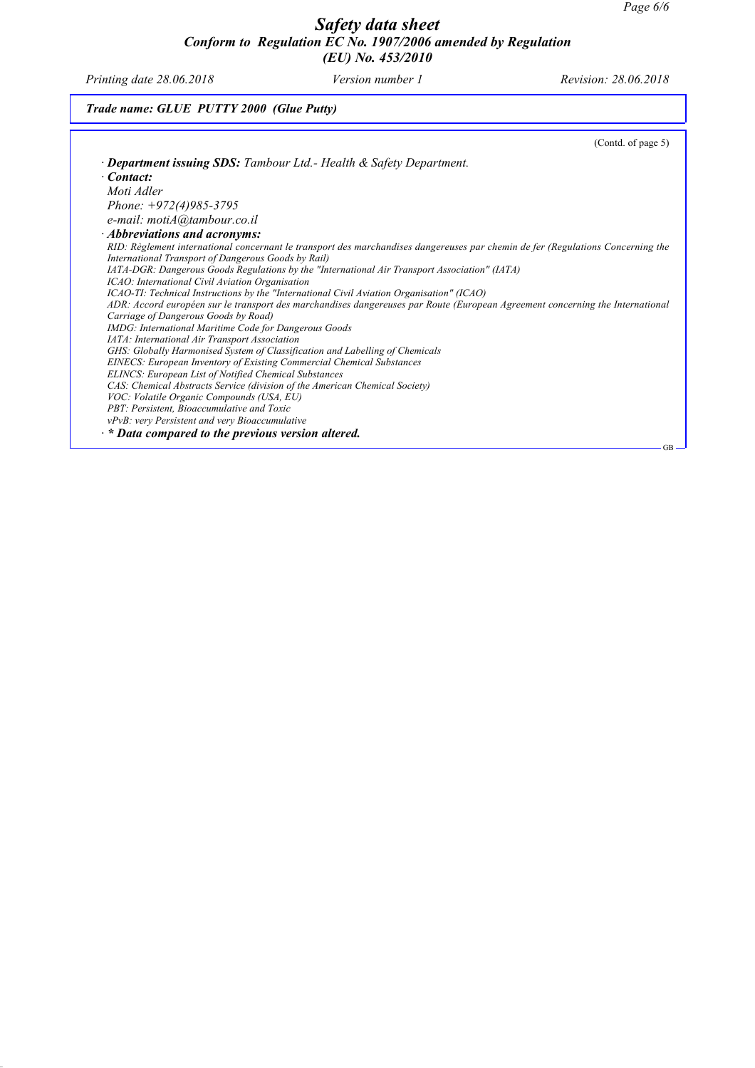*Safety data sheet*

*Conform to Regulation EC No. 1907/2006 amended by Regulation (EU) No. 453/2010*

*Printing date 28.06.2018* *Version number 1* *Revision: 28.06.2018*

***Trade name: GLUE PUTTY 2000 (Glue Putty)***

(Contd. of page 5)

· ***Department issuing SDS:*** *Tambour Ltd.- Health & Safety Department.*

· ***Contact:***

*Moti Adler*

*Phone: +972(4)985-3795*

*e-mail: motiA@tambour.co.il*

· ***Abbreviations and acronyms:***

*RID: Règlement international concernant le transport des marchandises dangereuses par chemin de fer (Regulations Concerning the International Transport of Dangerous Goods by Rail)*
*IATA-DGR: Dangerous Goods Regulations by the "International Air Transport Association" (IATA)*
*ICAO: International Civil Aviation Organisation*
*ICAO-TI: Technical Instructions by the "International Civil Aviation Organisation" (ICAO)*
*ADR: Accord européen sur le transport des marchandises dangereuses par Route (European Agreement concerning the International Carriage of Dangerous Goods by Road)*
*IMDG: International Maritime Code for Dangerous Goods*
*IATA: International Air Transport Association*
*GHS: Globally Harmonised System of Classification and Labelling of Chemicals*
*EINECS: European Inventory of Existing Commercial Chemical Substances*
*ELINCS: European List of Notified Chemical Substances*
*CAS: Chemical Abstracts Service (division of the American Chemical Society)*
*VOC: Volatile Organic Compounds (USA, EU)*
*PBT: Persistent, Bioaccumulative and Toxic*
*vPvB: very Persistent and very Bioaccumulative*

· ***\* Data compared to the previous version altered.***

GB